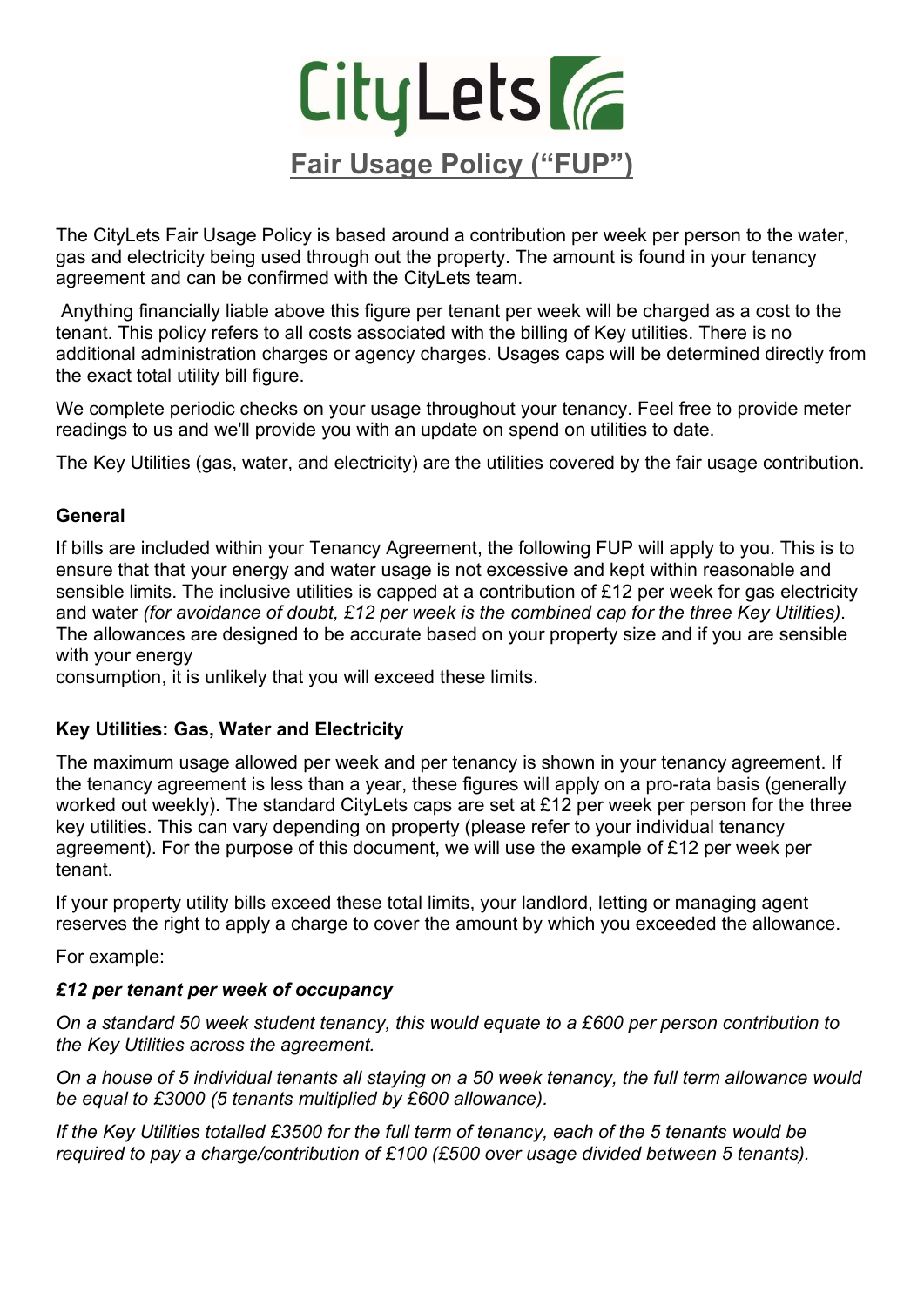# CityLets

## Fair Usage Policy ("FUP")

The CityLets Fair Usage Policy is based around a contribution per week per person to the water, gas and electricity being used through out the property. The amount is found in your tenancy agreement and can be confirmed with the CityLets team.

Anything financially liable above this figure per tenant per week will be charged as a cost to the tenant. This policy refers to all costs associated with the billing of Key utilities. There is no additional administration charges or agency charges. Usages caps will be determined directly from the exact total utility bill figure.

We complete periodic checks on your usage throughout your tenancy. Feel free to provide meter readings to us and we'll provide you with an update on spend on utilities to date.

The Key Utilities (gas, water, and electricity) are the utilities covered by the fair usage contribution.

**General**

If bills are included within your Tenancy Agreement, the following FUP will apply to you. This is to ensure that that your energy and water usage is not excessive and kept within reasonable and sensible limits. The inclusive utilities is capped at a contribution of £12 per week for gas electricity and water *(for avoidance of doubt, £12 per week is the combined cap for the three Key Utilities)*. The allowances are designed to be accurate based on your property size and if you are sensible with your energy consumption, it is unlikely that you will exceed these limits.

**Key Utilities: Gas, Water and Electricity**

The maximum usage allowed per week and per tenancy is shown in your tenancy agreement. If the tenancy agreement is less than a year, these figures will apply on a pro-rata basis (generally worked out weekly). The standard CityLets caps are set at £12 per week per person for the three key utilities. This can vary depending on property (please refer to your individual tenancy agreement). For the purpose of this document, we will use the example of £12 per week per tenant.

If your property utility bills exceed these total limits, your landlord, letting or managing agent reserves the right to apply a charge to cover the amount by which you exceeded the allowance.

For example:

***£12 per tenant per week of occupancy***

*On a standard 50 week student tenancy, this would equate to a £600 per person contribution to the Key Utilities across the agreement.*

*On a house of 5 individual tenants all staying on a 50 week tenancy, the full term allowance would be equal to £3000 (5 tenants multiplied by £600 allowance).*

*If the Key Utilities totalled £3500 for the full term of tenancy, each of the 5 tenants would be required to pay a charge/contribution of £100 (£500 over usage divided between 5 tenants).*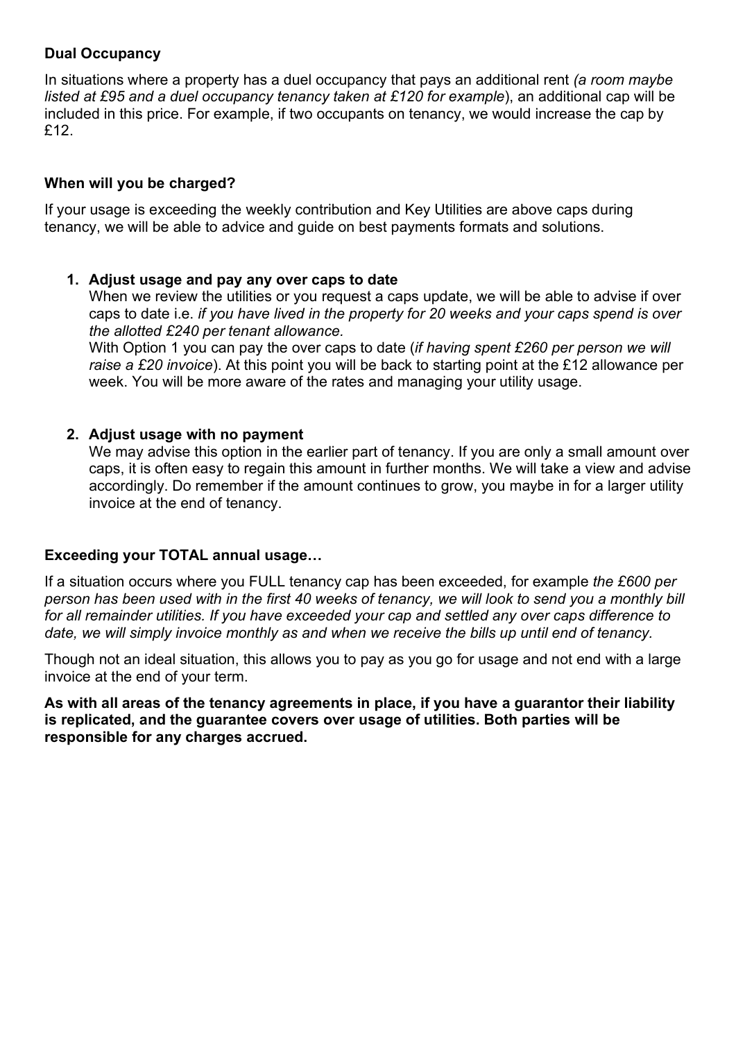**Dual Occupancy**

In situations where a property has a duel occupancy that pays an additional rent *(a room maybe listed at £95 and a duel occupancy tenancy taken at £120 for example*), an additional cap will be included in this price. For example, if two occupants on tenancy, we would increase the cap by £12.

**When will you be charged?**

If your usage is exceeding the weekly contribution and Key Utilities are above caps during tenancy, we will be able to advice and guide on best payments formats and solutions.

1. **Adjust usage and pay any over caps to date**
   When we review the utilities or you request a caps update, we will be able to advise if over caps to date i.e. *if you have lived in the property for 20 weeks and your caps spend is over the allotted £240 per tenant allowance.*
   With Option 1 you can pay the over caps to date (*if having spent £260 per person we will raise a £20 invoice*). At this point you will be back to starting point at the £12 allowance per week. You will be more aware of the rates and managing your utility usage.

2. **Adjust usage with no payment**
   We may advise this option in the earlier part of tenancy. If you are only a small amount over caps, it is often easy to regain this amount in further months. We will take a view and advise accordingly. Do remember if the amount continues to grow, you maybe in for a larger utility invoice at the end of tenancy.

**Exceeding your TOTAL annual usage…**

If a situation occurs where you FULL tenancy cap has been exceeded, for example *the £600 per person has been used with in the first 40 weeks of tenancy, we will look to send you a monthly bill for all remainder utilities. If you have exceeded your cap and settled any over caps difference to date, we will simply invoice monthly as and when we receive the bills up until end of tenancy.*

Though not an ideal situation, this allows you to pay as you go for usage and not end with a large invoice at the end of your term.

**As with all areas of the tenancy agreements in place, if you have a guarantor their liability is replicated, and the guarantee covers over usage of utilities. Both parties will be responsible for any charges accrued.**